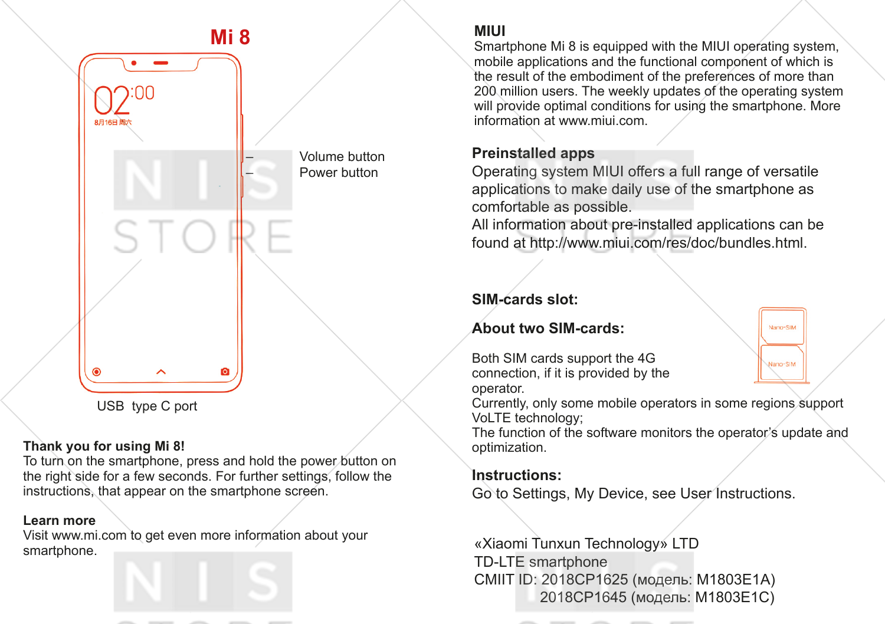# Mi 8

Volume button

Power button

USB type C port

**Thank you for using Mi 8!**
To turn on the smartphone, press and hold the power button on the right side for a few seconds. For further settings, follow the instructions, that appear on the smartphone screen.

**Learn more**
Visit www.mi.com to get even more information about your smartphone.

## MIUI

Smartphone Mi 8 is equipped with the MIUI operating system, mobile applications and the functional component of which is the result of the embodiment of the preferences of more than 200 million users. The weekly updates of the operating system will provide optimal conditions for using the smartphone. More information at www.miui.com.

## Preinstalled apps

Operating system MIUI offers a full range of versatile applications to make daily use of the smartphone as comfortable as possible.
All information about pre-installed applications can be found at http://www.miui.com/res/doc/bundles.html.

## SIM-cards slot:

## About two SIM-cards:

Nano-SIM

Nano-SIM

Both SIM cards support the 4G connection, if it is provided by the operator.
Currently, only some mobile operators in some regions support VoLTE technology;
The function of the software monitors the operator's update and optimization.

## Instructions:

Go to Settings, My Device, see User Instructions.

«Xiaomi Tunxun Technology» LTD
TD-LTE smartphone
CMIIT ID: 2018CP1625 (модель: M1803E1A)
2018CP1645 (модель: M1803E1C)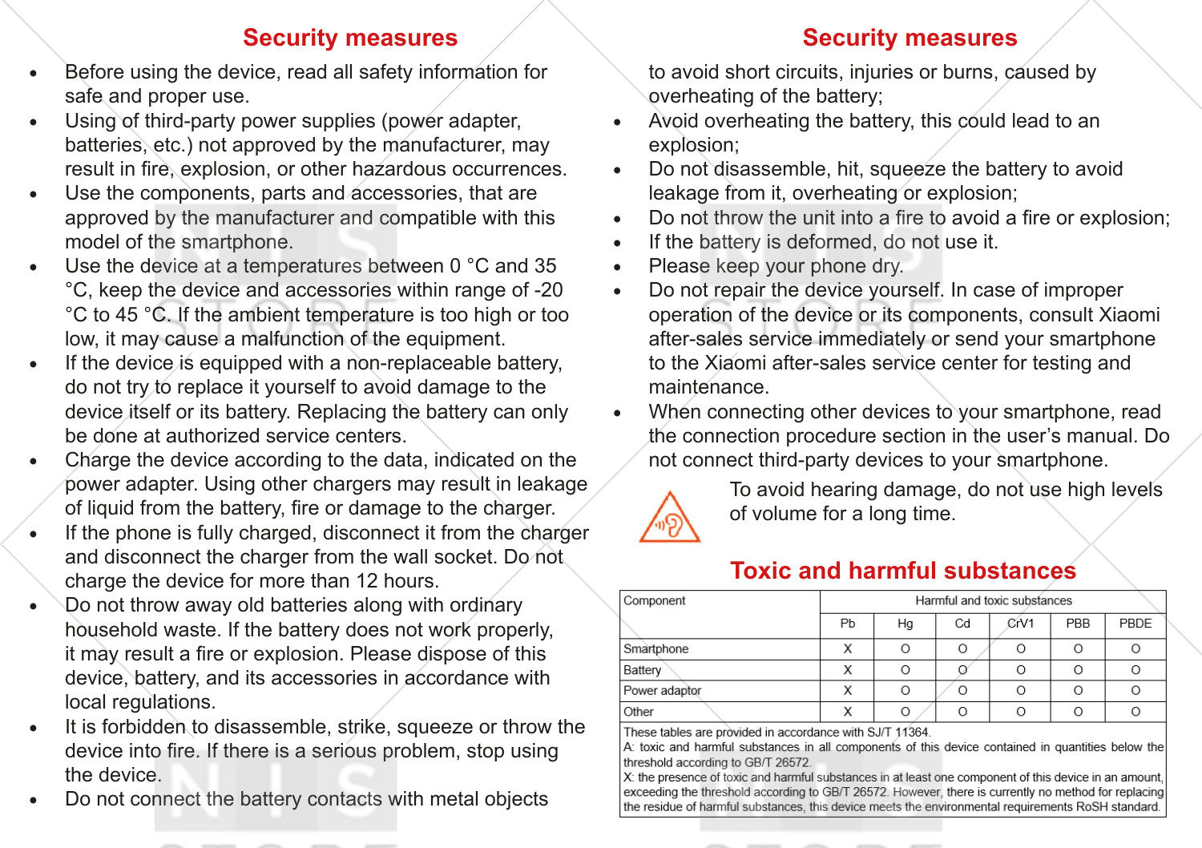## Security measures

- Before using the device, read all safety information for safe and proper use.
- Using of third-party power supplies (power adapter, batteries, etc.) not approved by the manufacturer, may result in fire, explosion, or other hazardous occurrences.
- Use the components, parts and accessories, that are approved by the manufacturer and compatible with this model of the smartphone.
- Use the device at a temperatures between 0 °C and 35 °C, keep the device and accessories within range of -20 °C to 45 °C. If the ambient temperature is too high or too low, it may cause a malfunction of the equipment.
- If the device is equipped with a non-replaceable battery, do not try to replace it yourself to avoid damage to the device itself or its battery. Replacing the battery can only be done at authorized service centers.
- Charge the device according to the data, indicated on the power adapter. Using other chargers may result in leakage of liquid from the battery, fire or damage to the charger.
- If the phone is fully charged, disconnect it from the charger and disconnect the charger from the wall socket. Do not charge the device for more than 12 hours.
- Do not throw away old batteries along with ordinary household waste. If the battery does not work properly, it may result a fire or explosion. Please dispose of this device, battery, and its accessories in accordance with local regulations.
- It is forbidden to disassemble, strike, squeeze or throw the device into fire. If there is a serious problem, stop using the device.
- Do not connect the battery contacts with metal objects to avoid short circuits, injuries or burns, caused by overheating of the battery;
- Avoid overheating the battery, this could lead to an explosion;
- Do not disassemble, hit, squeeze the battery to avoid leakage from it, overheating or explosion;
- Do not throw the unit into a fire to avoid a fire or explosion;
- If the battery is deformed, do not use it.
- Please keep your phone dry.
- Do not repair the device yourself. In case of improper operation of the device or its components, consult Xiaomi after-sales service immediately or send your smartphone to the Xiaomi after-sales service center for testing and maintenance.
- When connecting other devices to your smartphone, read the connection procedure section in the user's manual. Do not connect third-party devices to your smartphone.

To avoid hearing damage, do not use high levels of volume for a long time.

## Toxic and harmful substances

| Component | Harmful and toxic substances | | | | | |
|---|---|---|---|---|---|---|
| | Pb | Hg | Cd | CrV1 | PBB | PBDE |
| Smartphone | X | O | O | O | O | O |
| Battery | X | O | O | O | O | O |
| Power adaptor | X | O | O | O | O | O |
| Other | X | O | O | O | O | O |

These tables are provided in accordance with SJ/T 11364.
A: toxic and harmful substances in all components of this device contained in quantities below the threshold according to GB/T 26572.
X: the presence of toxic and harmful substances in at least one component of this device in an amount, exceeding the threshold according to GB/T 26572. However, there is currently no method for replacing the residue of harmful substances, this device meets the environmental requirements RoSH standard.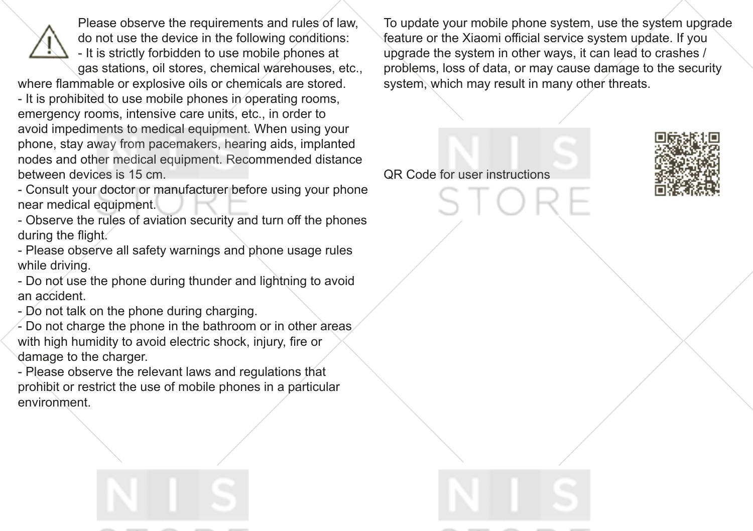Please observe the requirements and rules of law, do not use the device in the following conditions:

- It is strictly forbidden to use mobile phones at gas stations, oil stores, chemical warehouses, etc., where flammable or explosive oils or chemicals are stored.
- It is prohibited to use mobile phones in operating rooms, emergency rooms, intensive care units, etc., in order to avoid impediments to medical equipment. When using your phone, stay away from pacemakers, hearing aids, implanted nodes and other medical equipment. Recommended distance between devices is 15 cm.
- Consult your doctor or manufacturer before using your phone near medical equipment.
- Observe the rules of aviation security and turn off the phones during the flight.
- Please observe all safety warnings and phone usage rules while driving.
- Do not use the phone during thunder and lightning to avoid an accident.
- Do not talk on the phone during charging.
- Do not charge the phone in the bathroom or in other areas with high humidity to avoid electric shock, injury, fire or damage to the charger.
- Please observe the relevant laws and regulations that prohibit or restrict the use of mobile phones in a particular environment.

To update your mobile phone system, use the system upgrade feature or the Xiaomi official service system update. If you upgrade the system in other ways, it can lead to crashes / problems, loss of data, or may cause damage to the security system, which may result in many other threats.

QR Code for user instructions